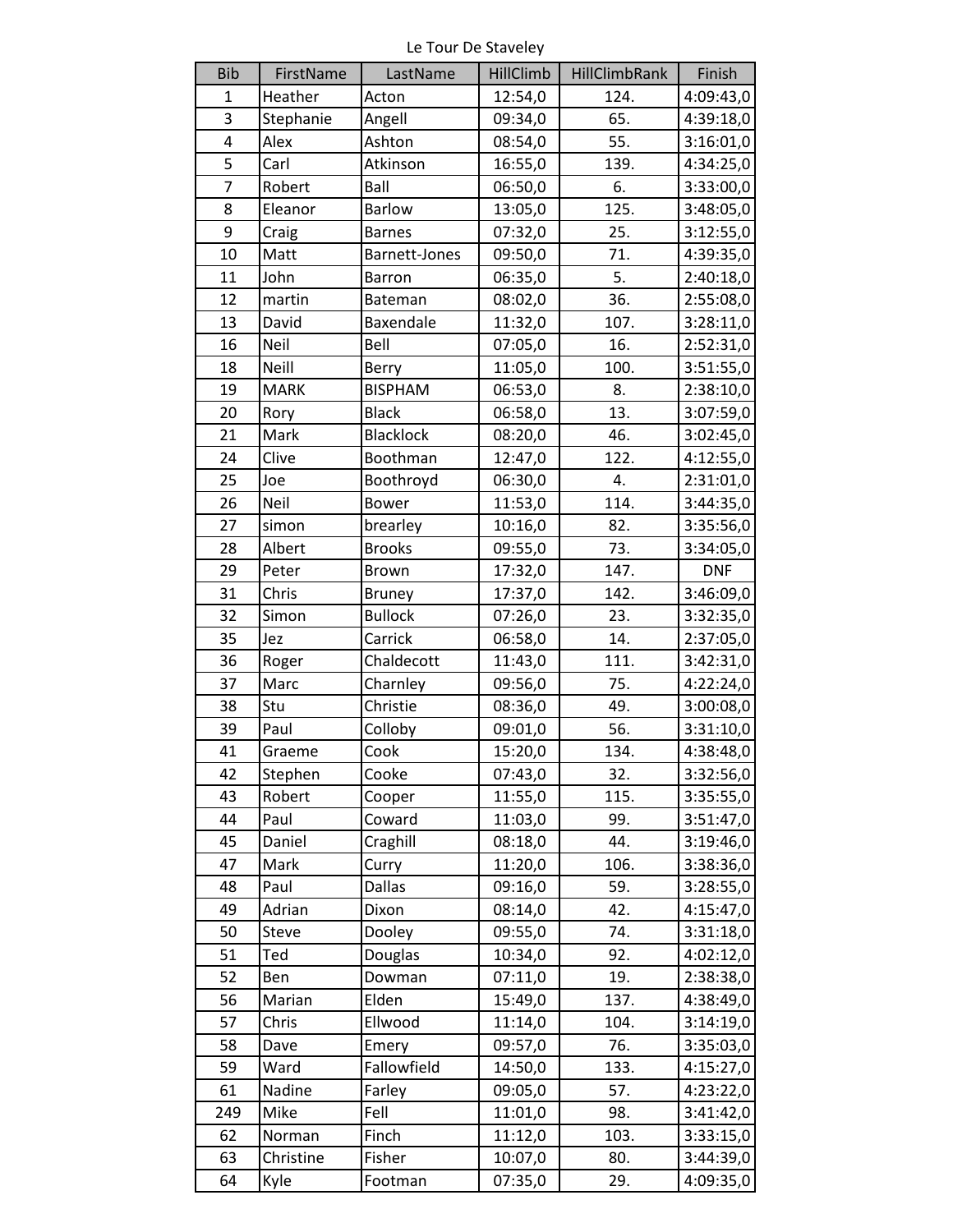Le Tour De Staveley

| Bib | FirstName | LastName | HillClimb | HillClimbRank | Finish |
|---|---|---|---|---|---|
| 1 | Heather | Acton | 12:54,0 | 124. | 4:09:43,0 |
| 3 | Stephanie | Angell | 09:34,0 | 65. | 4:39:18,0 |
| 4 | Alex | Ashton | 08:54,0 | 55. | 3:16:01,0 |
| 5 | Carl | Atkinson | 16:55,0 | 139. | 4:34:25,0 |
| 7 | Robert | Ball | 06:50,0 | 6. | 3:33:00,0 |
| 8 | Eleanor | Barlow | 13:05,0 | 125. | 3:48:05,0 |
| 9 | Craig | Barnes | 07:32,0 | 25. | 3:12:55,0 |
| 10 | Matt | Barnett-Jones | 09:50,0 | 71. | 4:39:35,0 |
| 11 | John | Barron | 06:35,0 | 5. | 2:40:18,0 |
| 12 | martin | Bateman | 08:02,0 | 36. | 2:55:08,0 |
| 13 | David | Baxendale | 11:32,0 | 107. | 3:28:11,0 |
| 16 | Neil | Bell | 07:05,0 | 16. | 2:52:31,0 |
| 18 | Neill | Berry | 11:05,0 | 100. | 3:51:55,0 |
| 19 | MARK | BISPHAM | 06:53,0 | 8. | 2:38:10,0 |
| 20 | Rory | Black | 06:58,0 | 13. | 3:07:59,0 |
| 21 | Mark | Blacklock | 08:20,0 | 46. | 3:02:45,0 |
| 24 | Clive | Boothman | 12:47,0 | 122. | 4:12:55,0 |
| 25 | Joe | Boothroyd | 06:30,0 | 4. | 2:31:01,0 |
| 26 | Neil | Bower | 11:53,0 | 114. | 3:44:35,0 |
| 27 | simon | brearley | 10:16,0 | 82. | 3:35:56,0 |
| 28 | Albert | Brooks | 09:55,0 | 73. | 3:34:05,0 |
| 29 | Peter | Brown | 17:32,0 | 147. | DNF |
| 31 | Chris | Bruney | 17:37,0 | 142. | 3:46:09,0 |
| 32 | Simon | Bullock | 07:26,0 | 23. | 3:32:35,0 |
| 35 | Jez | Carrick | 06:58,0 | 14. | 2:37:05,0 |
| 36 | Roger | Chaldecott | 11:43,0 | 111. | 3:42:31,0 |
| 37 | Marc | Charnley | 09:56,0 | 75. | 4:22:24,0 |
| 38 | Stu | Christie | 08:36,0 | 49. | 3:00:08,0 |
| 39 | Paul | Colloby | 09:01,0 | 56. | 3:31:10,0 |
| 41 | Graeme | Cook | 15:20,0 | 134. | 4:38:48,0 |
| 42 | Stephen | Cooke | 07:43,0 | 32. | 3:32:56,0 |
| 43 | Robert | Cooper | 11:55,0 | 115. | 3:35:55,0 |
| 44 | Paul | Coward | 11:03,0 | 99. | 3:51:47,0 |
| 45 | Daniel | Craghill | 08:18,0 | 44. | 3:19:46,0 |
| 47 | Mark | Curry | 11:20,0 | 106. | 3:38:36,0 |
| 48 | Paul | Dallas | 09:16,0 | 59. | 3:28:55,0 |
| 49 | Adrian | Dixon | 08:14,0 | 42. | 4:15:47,0 |
| 50 | Steve | Dooley | 09:55,0 | 74. | 3:31:18,0 |
| 51 | Ted | Douglas | 10:34,0 | 92. | 4:02:12,0 |
| 52 | Ben | Dowman | 07:11,0 | 19. | 2:38:38,0 |
| 56 | Marian | Elden | 15:49,0 | 137. | 4:38:49,0 |
| 57 | Chris | Ellwood | 11:14,0 | 104. | 3:14:19,0 |
| 58 | Dave | Emery | 09:57,0 | 76. | 3:35:03,0 |
| 59 | Ward | Fallowfield | 14:50,0 | 133. | 4:15:27,0 |
| 61 | Nadine | Farley | 09:05,0 | 57. | 4:23:22,0 |
| 249 | Mike | Fell | 11:01,0 | 98. | 3:41:42,0 |
| 62 | Norman | Finch | 11:12,0 | 103. | 3:33:15,0 |
| 63 | Christine | Fisher | 10:07,0 | 80. | 3:44:39,0 |
| 64 | Kyle | Footman | 07:35,0 | 29. | 4:09:35,0 |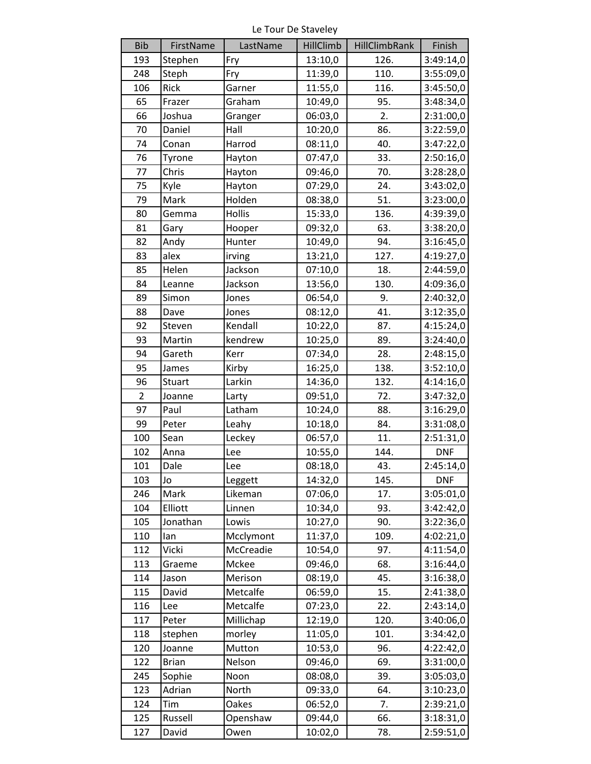Le Tour De Staveley

| Bib | FirstName | LastName | HillClimb | HillClimbRank | Finish |
|---|---|---|---|---|---|
| 193 | Stephen | Fry | 13:10,0 | 126. | 3:49:14,0 |
| 248 | Steph | Fry | 11:39,0 | 110. | 3:55:09,0 |
| 106 | Rick | Garner | 11:55,0 | 116. | 3:45:50,0 |
| 65 | Frazer | Graham | 10:49,0 | 95. | 3:48:34,0 |
| 66 | Joshua | Granger | 06:03,0 | 2. | 2:31:00,0 |
| 70 | Daniel | Hall | 10:20,0 | 86. | 3:22:59,0 |
| 74 | Conan | Harrod | 08:11,0 | 40. | 3:47:22,0 |
| 76 | Tyrone | Hayton | 07:47,0 | 33. | 2:50:16,0 |
| 77 | Chris | Hayton | 09:46,0 | 70. | 3:28:28,0 |
| 75 | Kyle | Hayton | 07:29,0 | 24. | 3:43:02,0 |
| 79 | Mark | Holden | 08:38,0 | 51. | 3:23:00,0 |
| 80 | Gemma | Hollis | 15:33,0 | 136. | 4:39:39,0 |
| 81 | Gary | Hooper | 09:32,0 | 63. | 3:38:20,0 |
| 82 | Andy | Hunter | 10:49,0 | 94. | 3:16:45,0 |
| 83 | alex | irving | 13:21,0 | 127. | 4:19:27,0 |
| 85 | Helen | Jackson | 07:10,0 | 18. | 2:44:59,0 |
| 84 | Leanne | Jackson | 13:56,0 | 130. | 4:09:36,0 |
| 89 | Simon | Jones | 06:54,0 | 9. | 2:40:32,0 |
| 88 | Dave | Jones | 08:12,0 | 41. | 3:12:35,0 |
| 92 | Steven | Kendall | 10:22,0 | 87. | 4:15:24,0 |
| 93 | Martin | kendrew | 10:25,0 | 89. | 3:24:40,0 |
| 94 | Gareth | Kerr | 07:34,0 | 28. | 2:48:15,0 |
| 95 | James | Kirby | 16:25,0 | 138. | 3:52:10,0 |
| 96 | Stuart | Larkin | 14:36,0 | 132. | 4:14:16,0 |
| 2 | Joanne | Larty | 09:51,0 | 72. | 3:47:32,0 |
| 97 | Paul | Latham | 10:24,0 | 88. | 3:16:29,0 |
| 99 | Peter | Leahy | 10:18,0 | 84. | 3:31:08,0 |
| 100 | Sean | Leckey | 06:57,0 | 11. | 2:51:31,0 |
| 102 | Anna | Lee | 10:55,0 | 144. | DNF |
| 101 | Dale | Lee | 08:18,0 | 43. | 2:45:14,0 |
| 103 | Jo | Leggett | 14:32,0 | 145. | DNF |
| 246 | Mark | Likeman | 07:06,0 | 17. | 3:05:01,0 |
| 104 | Elliott | Linnen | 10:34,0 | 93. | 3:42:42,0 |
| 105 | Jonathan | Lowis | 10:27,0 | 90. | 3:22:36,0 |
| 110 | Ian | Mcclymont | 11:37,0 | 109. | 4:02:21,0 |
| 112 | Vicki | McCreadie | 10:54,0 | 97. | 4:11:54,0 |
| 113 | Graeme | Mckee | 09:46,0 | 68. | 3:16:44,0 |
| 114 | Jason | Merison | 08:19,0 | 45. | 3:16:38,0 |
| 115 | David | Metcalfe | 06:59,0 | 15. | 2:41:38,0 |
| 116 | Lee | Metcalfe | 07:23,0 | 22. | 2:43:14,0 |
| 117 | Peter | Millichap | 12:19,0 | 120. | 3:40:06,0 |
| 118 | stephen | morley | 11:05,0 | 101. | 3:34:42,0 |
| 120 | Joanne | Mutton | 10:53,0 | 96. | 4:22:42,0 |
| 122 | Brian | Nelson | 09:46,0 | 69. | 3:31:00,0 |
| 245 | Sophie | Noon | 08:08,0 | 39. | 3:05:03,0 |
| 123 | Adrian | North | 09:33,0 | 64. | 3:10:23,0 |
| 124 | Tim | Oakes | 06:52,0 | 7. | 2:39:21,0 |
| 125 | Russell | Openshaw | 09:44,0 | 66. | 3:18:31,0 |
| 127 | David | Owen | 10:02,0 | 78. | 2:59:51,0 |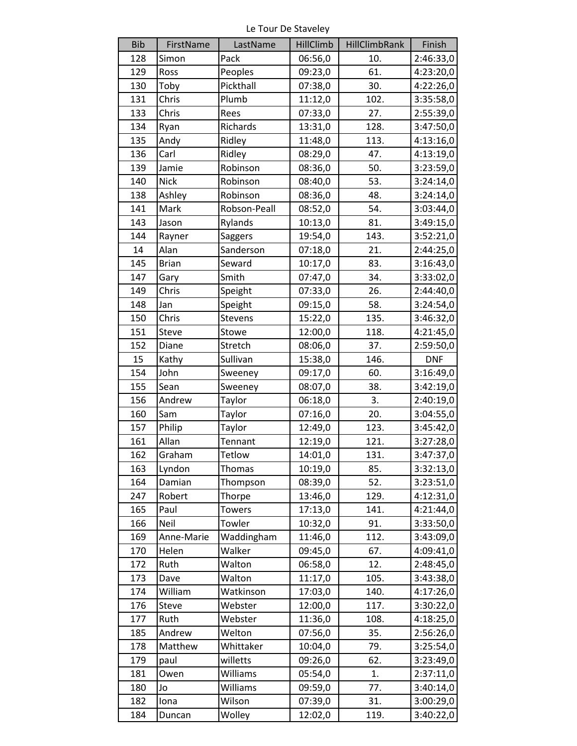Le Tour De Staveley

| Bib | FirstName | LastName | HillClimb | HillClimbRank | Finish |
|---|---|---|---|---|---|
| 128 | Simon | Pack | 06:56,0 | 10. | 2:46:33,0 |
| 129 | Ross | Peoples | 09:23,0 | 61. | 4:23:20,0 |
| 130 | Toby | Pickthall | 07:38,0 | 30. | 4:22:26,0 |
| 131 | Chris | Plumb | 11:12,0 | 102. | 3:35:58,0 |
| 133 | Chris | Rees | 07:33,0 | 27. | 2:55:39,0 |
| 134 | Ryan | Richards | 13:31,0 | 128. | 3:47:50,0 |
| 135 | Andy | Ridley | 11:48,0 | 113. | 4:13:16,0 |
| 136 | Carl | Ridley | 08:29,0 | 47. | 4:13:19,0 |
| 139 | Jamie | Robinson | 08:36,0 | 50. | 3:23:59,0 |
| 140 | Nick | Robinson | 08:40,0 | 53. | 3:24:14,0 |
| 138 | Ashley | Robinson | 08:36,0 | 48. | 3:24:14,0 |
| 141 | Mark | Robson-Peall | 08:52,0 | 54. | 3:03:44,0 |
| 143 | Jason | Rylands | 10:13,0 | 81. | 3:49:15,0 |
| 144 | Rayner | Saggers | 19:54,0 | 143. | 3:52:21,0 |
| 14 | Alan | Sanderson | 07:18,0 | 21. | 2:44:25,0 |
| 145 | Brian | Seward | 10:17,0 | 83. | 3:16:43,0 |
| 147 | Gary | Smith | 07:47,0 | 34. | 3:33:02,0 |
| 149 | Chris | Speight | 07:33,0 | 26. | 2:44:40,0 |
| 148 | Jan | Speight | 09:15,0 | 58. | 3:24:54,0 |
| 150 | Chris | Stevens | 15:22,0 | 135. | 3:46:32,0 |
| 151 | Steve | Stowe | 12:00,0 | 118. | 4:21:45,0 |
| 152 | Diane | Stretch | 08:06,0 | 37. | 2:59:50,0 |
| 15 | Kathy | Sullivan | 15:38,0 | 146. | DNF |
| 154 | John | Sweeney | 09:17,0 | 60. | 3:16:49,0 |
| 155 | Sean | Sweeney | 08:07,0 | 38. | 3:42:19,0 |
| 156 | Andrew | Taylor | 06:18,0 | 3. | 2:40:19,0 |
| 160 | Sam | Taylor | 07:16,0 | 20. | 3:04:55,0 |
| 157 | Philip | Taylor | 12:49,0 | 123. | 3:45:42,0 |
| 161 | Allan | Tennant | 12:19,0 | 121. | 3:27:28,0 |
| 162 | Graham | Tetlow | 14:01,0 | 131. | 3:47:37,0 |
| 163 | Lyndon | Thomas | 10:19,0 | 85. | 3:32:13,0 |
| 164 | Damian | Thompson | 08:39,0 | 52. | 3:23:51,0 |
| 247 | Robert | Thorpe | 13:46,0 | 129. | 4:12:31,0 |
| 165 | Paul | Towers | 17:13,0 | 141. | 4:21:44,0 |
| 166 | Neil | Towler | 10:32,0 | 91. | 3:33:50,0 |
| 169 | Anne-Marie | Waddingham | 11:46,0 | 112. | 3:43:09,0 |
| 170 | Helen | Walker | 09:45,0 | 67. | 4:09:41,0 |
| 172 | Ruth | Walton | 06:58,0 | 12. | 2:48:45,0 |
| 173 | Dave | Walton | 11:17,0 | 105. | 3:43:38,0 |
| 174 | William | Watkinson | 17:03,0 | 140. | 4:17:26,0 |
| 176 | Steve | Webster | 12:00,0 | 117. | 3:30:22,0 |
| 177 | Ruth | Webster | 11:36,0 | 108. | 4:18:25,0 |
| 185 | Andrew | Welton | 07:56,0 | 35. | 2:56:26,0 |
| 178 | Matthew | Whittaker | 10:04,0 | 79. | 3:25:54,0 |
| 179 | paul | willetts | 09:26,0 | 62. | 3:23:49,0 |
| 181 | Owen | Williams | 05:54,0 | 1. | 2:37:11,0 |
| 180 | Jo | Williams | 09:59,0 | 77. | 3:40:14,0 |
| 182 | Iona | Wilson | 07:39,0 | 31. | 3:00:29,0 |
| 184 | Duncan | Wolley | 12:02,0 | 119. | 3:40:22,0 |